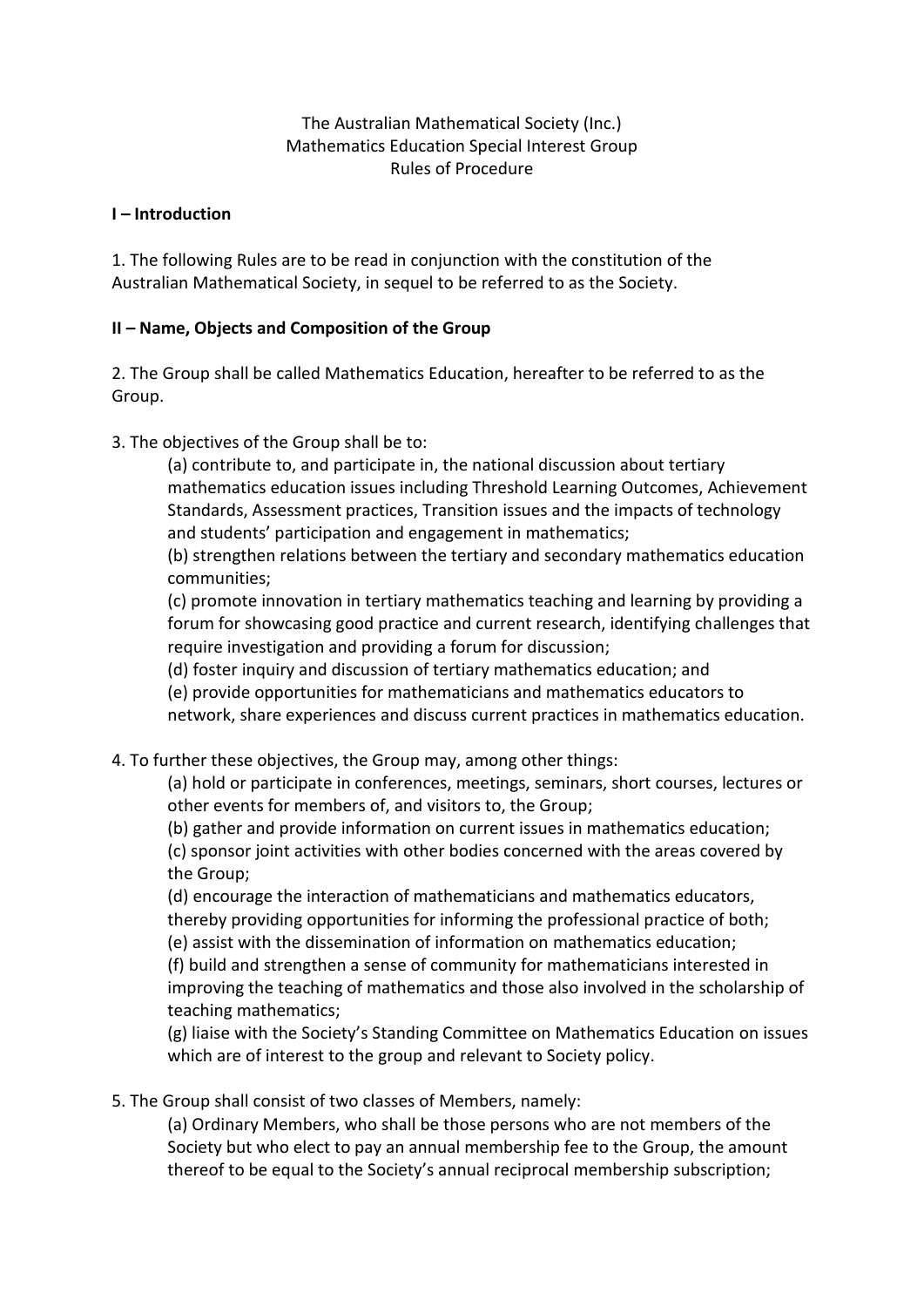The Australian Mathematical Society (Inc.)
Mathematics Education Special Interest Group
Rules of Procedure

## I – Introduction

1. The following Rules are to be read in conjunction with the constitution of the Australian Mathematical Society, in sequel to be referred to as the Society.

## II – Name, Objects and Composition of the Group

2. The Group shall be called Mathematics Education, hereafter to be referred to as the Group.

3. The objectives of the Group shall be to:

   (a) contribute to, and participate in, the national discussion about tertiary mathematics education issues including Threshold Learning Outcomes, Achievement Standards, Assessment practices, Transition issues and the impacts of technology and students' participation and engagement in mathematics;
   (b) strengthen relations between the tertiary and secondary mathematics education communities;
   (c) promote innovation in tertiary mathematics teaching and learning by providing a forum for showcasing good practice and current research, identifying challenges that require investigation and providing a forum for discussion;
   (d) foster inquiry and discussion of tertiary mathematics education; and
   (e) provide opportunities for mathematicians and mathematics educators to network, share experiences and discuss current practices in mathematics education.

4. To further these objectives, the Group may, among other things:

   (a) hold or participate in conferences, meetings, seminars, short courses, lectures or other events for members of, and visitors to, the Group;
   (b) gather and provide information on current issues in mathematics education;
   (c) sponsor joint activities with other bodies concerned with the areas covered by the Group;
   (d) encourage the interaction of mathematicians and mathematics educators, thereby providing opportunities for informing the professional practice of both;
   (e) assist with the dissemination of information on mathematics education;
   (f) build and strengthen a sense of community for mathematicians interested in improving the teaching of mathematics and those also involved in the scholarship of teaching mathematics;
   (g) liaise with the Society's Standing Committee on Mathematics Education on issues which are of interest to the group and relevant to Society policy.

5. The Group shall consist of two classes of Members, namely:

   (a) Ordinary Members, who shall be those persons who are not members of the Society but who elect to pay an annual membership fee to the Group, the amount thereof to be equal to the Society's annual reciprocal membership subscription;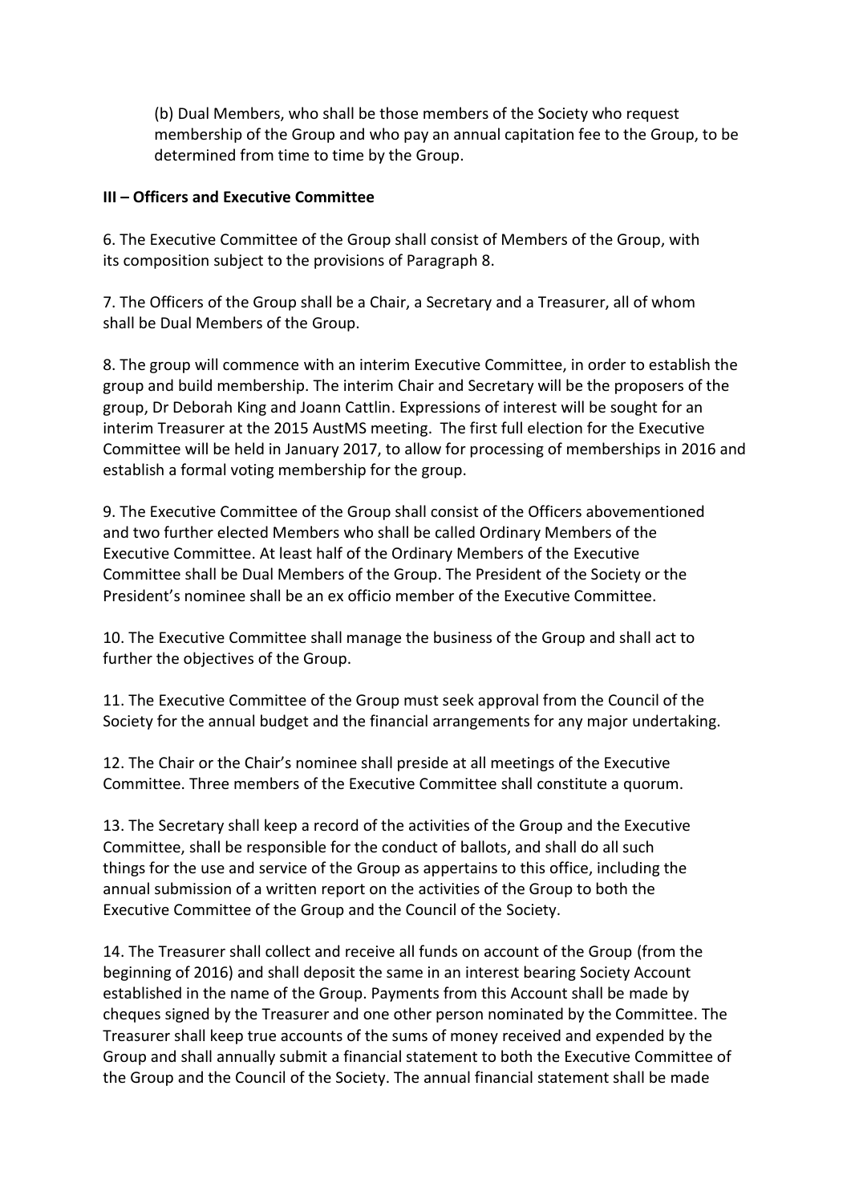(b) Dual Members, who shall be those members of the Society who request membership of the Group and who pay an annual capitation fee to the Group, to be determined from time to time by the Group.

**III – Officers and Executive Committee**

6. The Executive Committee of the Group shall consist of Members of the Group, with its composition subject to the provisions of Paragraph 8.

7. The Officers of the Group shall be a Chair, a Secretary and a Treasurer, all of whom shall be Dual Members of the Group.

8. The group will commence with an interim Executive Committee, in order to establish the group and build membership. The interim Chair and Secretary will be the proposers of the group, Dr Deborah King and Joann Cattlin. Expressions of interest will be sought for an interim Treasurer at the 2015 AustMS meeting. The first full election for the Executive Committee will be held in January 2017, to allow for processing of memberships in 2016 and establish a formal voting membership for the group.

9. The Executive Committee of the Group shall consist of the Officers abovementioned and two further elected Members who shall be called Ordinary Members of the Executive Committee. At least half of the Ordinary Members of the Executive Committee shall be Dual Members of the Group. The President of the Society or the President's nominee shall be an ex officio member of the Executive Committee.

10. The Executive Committee shall manage the business of the Group and shall act to further the objectives of the Group.

11. The Executive Committee of the Group must seek approval from the Council of the Society for the annual budget and the financial arrangements for any major undertaking.

12. The Chair or the Chair's nominee shall preside at all meetings of the Executive Committee. Three members of the Executive Committee shall constitute a quorum.

13. The Secretary shall keep a record of the activities of the Group and the Executive Committee, shall be responsible for the conduct of ballots, and shall do all such things for the use and service of the Group as appertains to this office, including the annual submission of a written report on the activities of the Group to both the Executive Committee of the Group and the Council of the Society.

14. The Treasurer shall collect and receive all funds on account of the Group (from the beginning of 2016) and shall deposit the same in an interest bearing Society Account established in the name of the Group. Payments from this Account shall be made by cheques signed by the Treasurer and one other person nominated by the Committee. The Treasurer shall keep true accounts of the sums of money received and expended by the Group and shall annually submit a financial statement to both the Executive Committee of the Group and the Council of the Society. The annual financial statement shall be made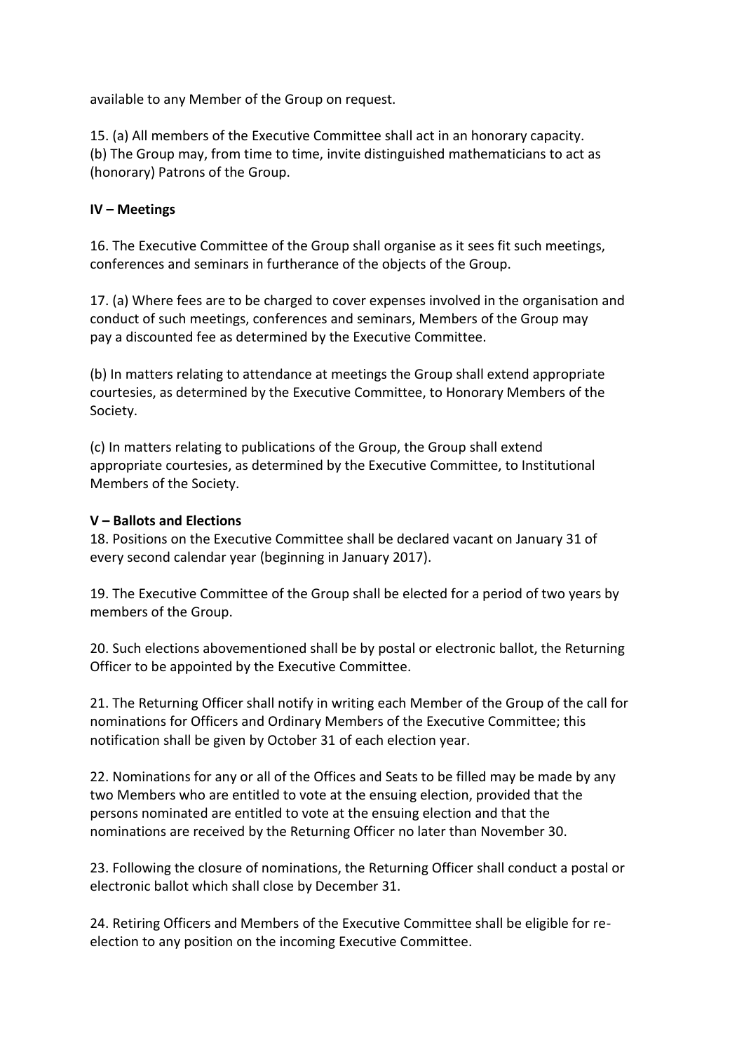available to any Member of the Group on request.

15. (a) All members of the Executive Committee shall act in an honorary capacity.
(b) The Group may, from time to time, invite distinguished mathematicians to act as (honorary) Patrons of the Group.

**IV – Meetings**

16. The Executive Committee of the Group shall organise as it sees fit such meetings, conferences and seminars in furtherance of the objects of the Group.

17. (a) Where fees are to be charged to cover expenses involved in the organisation and conduct of such meetings, conferences and seminars, Members of the Group may pay a discounted fee as determined by the Executive Committee.

(b) In matters relating to attendance at meetings the Group shall extend appropriate courtesies, as determined by the Executive Committee, to Honorary Members of the Society.

(c) In matters relating to publications of the Group, the Group shall extend appropriate courtesies, as determined by the Executive Committee, to Institutional Members of the Society.

**V – Ballots and Elections**

18. Positions on the Executive Committee shall be declared vacant on January 31 of every second calendar year (beginning in January 2017).

19. The Executive Committee of the Group shall be elected for a period of two years by members of the Group.

20. Such elections abovementioned shall be by postal or electronic ballot, the Returning Officer to be appointed by the Executive Committee.

21. The Returning Officer shall notify in writing each Member of the Group of the call for nominations for Officers and Ordinary Members of the Executive Committee; this notification shall be given by October 31 of each election year.

22. Nominations for any or all of the Offices and Seats to be filled may be made by any two Members who are entitled to vote at the ensuing election, provided that the persons nominated are entitled to vote at the ensuing election and that the nominations are received by the Returning Officer no later than November 30.

23. Following the closure of nominations, the Returning Officer shall conduct a postal or electronic ballot which shall close by December 31.

24. Retiring Officers and Members of the Executive Committee shall be eligible for re-election to any position on the incoming Executive Committee.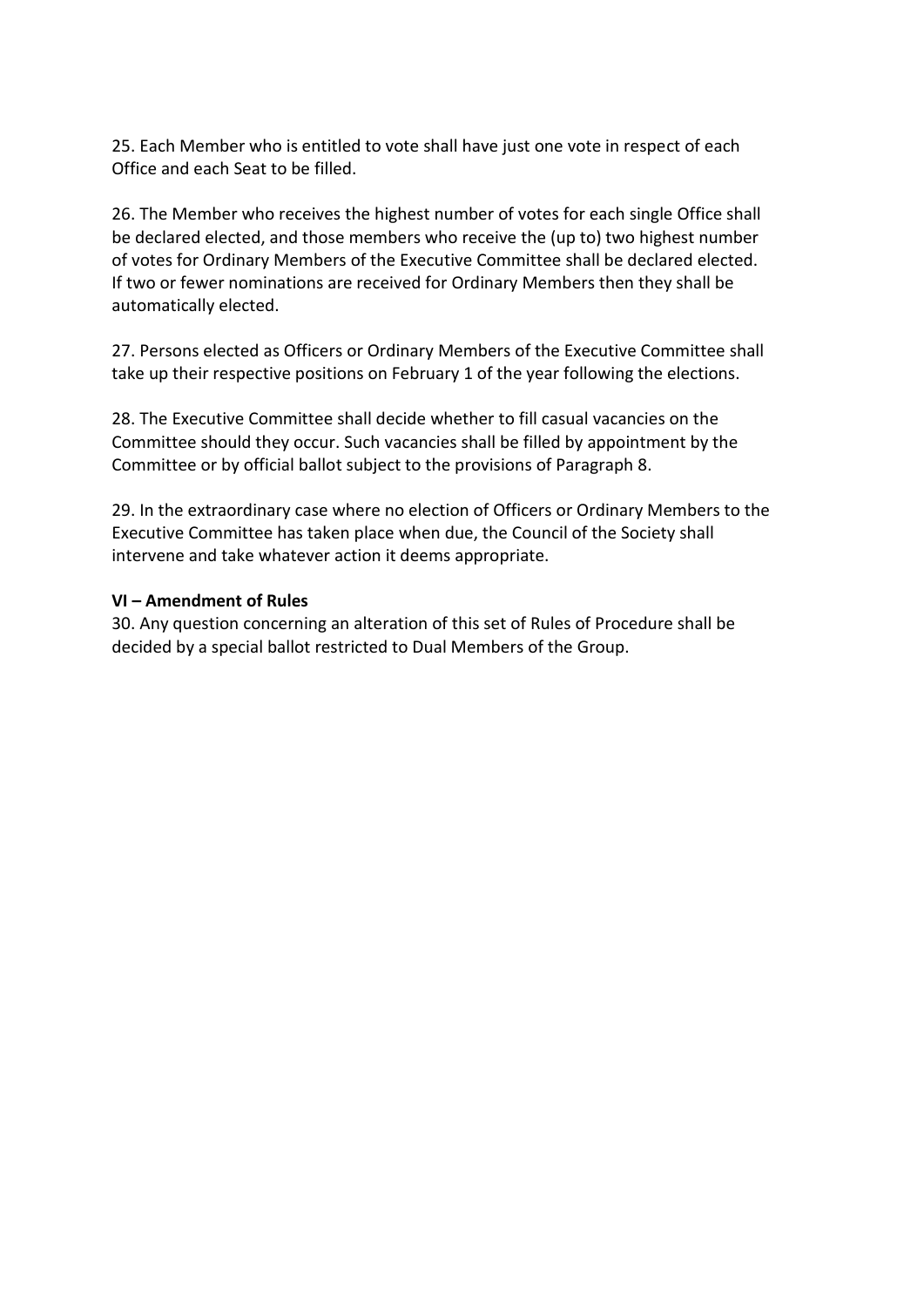25. Each Member who is entitled to vote shall have just one vote in respect of each Office and each Seat to be filled.

26. The Member who receives the highest number of votes for each single Office shall be declared elected, and those members who receive the (up to) two highest number of votes for Ordinary Members of the Executive Committee shall be declared elected. If two or fewer nominations are received for Ordinary Members then they shall be automatically elected.

27. Persons elected as Officers or Ordinary Members of the Executive Committee shall take up their respective positions on February 1 of the year following the elections.

28. The Executive Committee shall decide whether to fill casual vacancies on the Committee should they occur. Such vacancies shall be filled by appointment by the Committee or by official ballot subject to the provisions of Paragraph 8.

29. In the extraordinary case where no election of Officers or Ordinary Members to the Executive Committee has taken place when due, the Council of the Society shall intervene and take whatever action it deems appropriate.

**VI – Amendment of Rules**

30. Any question concerning an alteration of this set of Rules of Procedure shall be decided by a special ballot restricted to Dual Members of the Group.